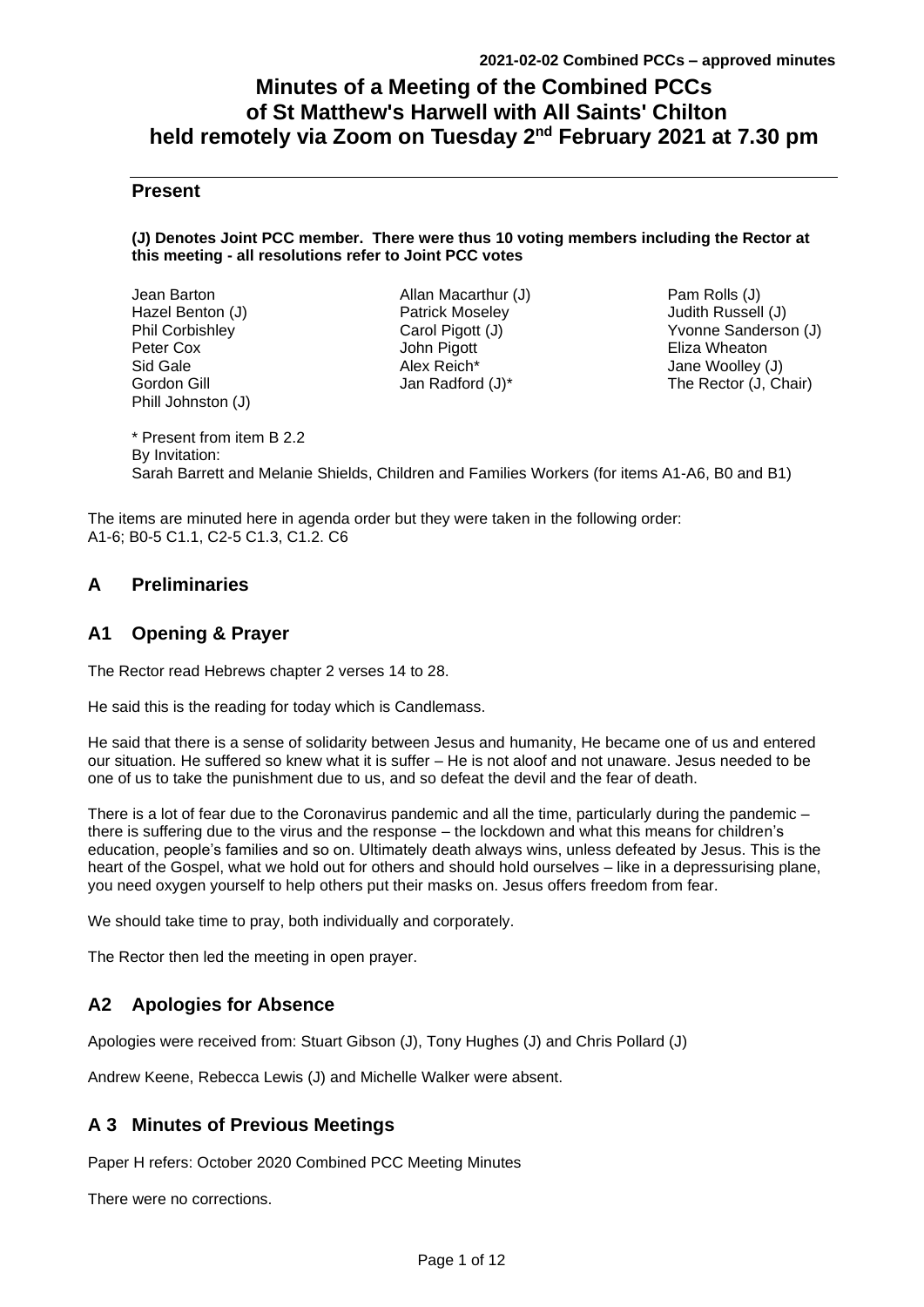# Minutes of a Meeting of the Combined PCCs of St Matthew's Harwell with All Saints' Chilton held remotely via Zoom on Tuesday 2nd February 2021 at 7.30 pm

## Present

**(J) Denotes Joint PCC member. There were thus 10 voting members including the Rector at this meeting - all resolutions refer to Joint PCC votes**

Jean Barton
Hazel Benton (J)
Phil Corbishley
Peter Cox
Sid Gale
Gordon Gill
Phill Johnston (J)
Allan Macarthur (J)
Patrick Moseley
Carol Pigott (J)
John Pigott
Alex Reich*
Jan Radford (J)*
Pam Rolls (J)
Judith Russell (J)
Yvonne Sanderson (J)
Eliza Wheaton
Jane Woolley (J)
The Rector (J, Chair)

\* Present from item B 2.2

By Invitation:
Sarah Barrett and Melanie Shields, Children and Families Workers (for items A1-A6, B0 and B1)

The items are minuted here in agenda order but they were taken in the following order:
A1-6; B0-5 C1.1, C2-5 C1.3, C1.2. C6

## A Preliminaries

## A1 Opening & Prayer

The Rector read Hebrews chapter 2 verses 14 to 28.

He said this is the reading for today which is Candlemass.

He said that there is a sense of solidarity between Jesus and humanity, He became one of us and entered our situation. He suffered so knew what it is suffer – He is not aloof and not unaware. Jesus needed to be one of us to take the punishment due to us, and so defeat the devil and the fear of death.

There is a lot of fear due to the Coronavirus pandemic and all the time, particularly during the pandemic – there is suffering due to the virus and the response – the lockdown and what this means for children's education, people's families and so on. Ultimately death always wins, unless defeated by Jesus. This is the heart of the Gospel, what we hold out for others and should hold ourselves – like in a depressurising plane, you need oxygen yourself to help others put their masks on. Jesus offers freedom from fear.

We should take time to pray, both individually and corporately.

The Rector then led the meeting in open prayer.

## A2 Apologies for Absence

Apologies were received from: Stuart Gibson (J), Tony Hughes (J) and Chris Pollard (J)

Andrew Keene, Rebecca Lewis (J) and Michelle Walker were absent.

## A 3 Minutes of Previous Meetings

Paper H refers: October 2020 Combined PCC Meeting Minutes

There were no corrections.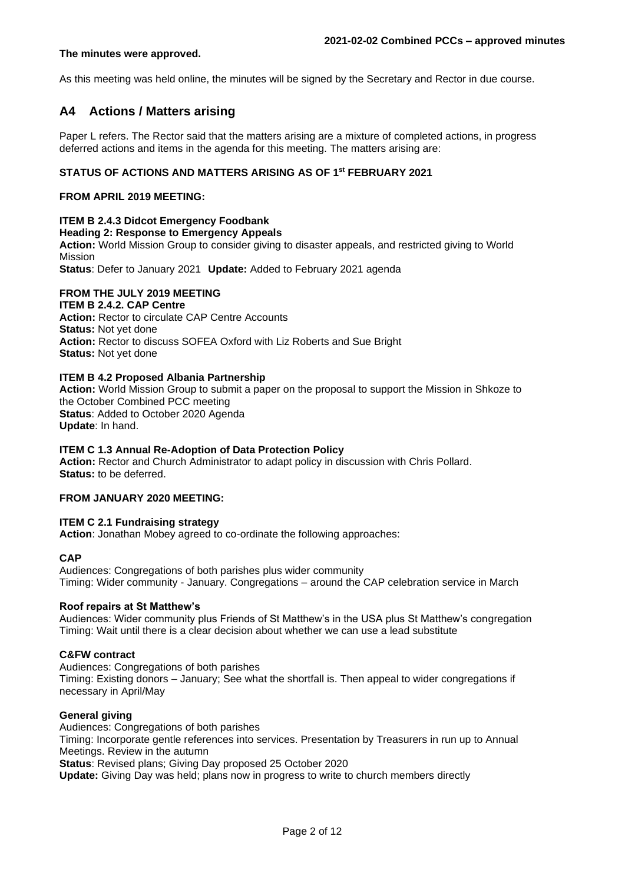**The minutes were approved.**

As this meeting was held online, the minutes will be signed by the Secretary and Rector in due course.

## A4 Actions / Matters arising

Paper L refers. The Rector said that the matters arising are a mixture of completed actions, in progress deferred actions and items in the agenda for this meeting. The matters arising are:

**STATUS OF ACTIONS AND MATTERS ARISING AS OF 1st FEBRUARY 2021**

**FROM APRIL 2019 MEETING:**

**ITEM B 2.4.3 Didcot Emergency Foodbank**
**Heading 2: Response to Emergency Appeals**
**Action:** World Mission Group to consider giving to disaster appeals, and restricted giving to World Mission
**Status**: Defer to January 2021 **Update:** Added to February 2021 agenda

**FROM THE JULY 2019 MEETING**
**ITEM B 2.4.2. CAP Centre**
**Action:** Rector to circulate CAP Centre Accounts
**Status:** Not yet done
**Action:** Rector to discuss SOFEA Oxford with Liz Roberts and Sue Bright
**Status:** Not yet done

**ITEM B 4.2 Proposed Albania Partnership**
**Action:** World Mission Group to submit a paper on the proposal to support the Mission in Shkoze to the October Combined PCC meeting
**Status**: Added to October 2020 Agenda
**Update**: In hand.

**ITEM C 1.3 Annual Re-Adoption of Data Protection Policy**
**Action:** Rector and Church Administrator to adapt policy in discussion with Chris Pollard.
**Status:** to be deferred.

**FROM JANUARY 2020 MEETING:**

**ITEM C 2.1 Fundraising strategy**
**Action**: Jonathan Mobey agreed to co-ordinate the following approaches:

**CAP**
Audiences: Congregations of both parishes plus wider community
Timing: Wider community - January. Congregations – around the CAP celebration service in March

**Roof repairs at St Matthew's**
Audiences: Wider community plus Friends of St Matthew's in the USA plus St Matthew's congregation
Timing: Wait until there is a clear decision about whether we can use a lead substitute

**C&FW contract**
Audiences: Congregations of both parishes
Timing: Existing donors – January; See what the shortfall is. Then appeal to wider congregations if necessary in April/May

**General giving**
Audiences: Congregations of both parishes
Timing: Incorporate gentle references into services. Presentation by Treasurers in run up to Annual Meetings. Review in the autumn
**Status**: Revised plans; Giving Day proposed 25 October 2020
**Update:** Giving Day was held; plans now in progress to write to church members directly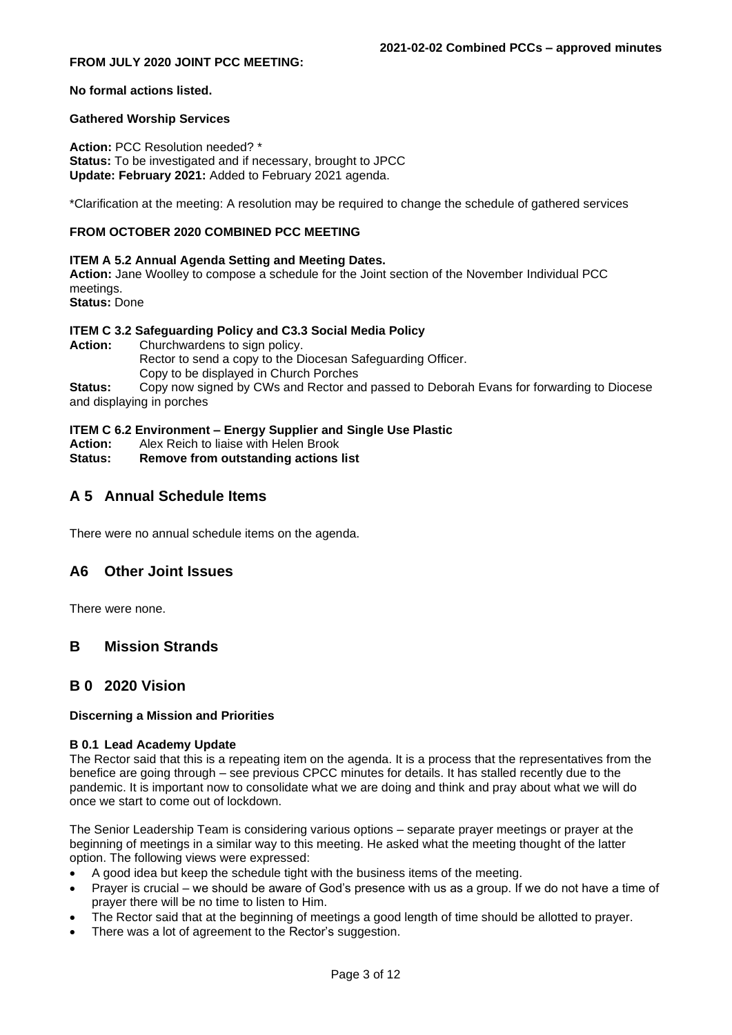**FROM JULY 2020 JOINT PCC MEETING:**

**No formal actions listed.**

**Gathered Worship Services**

**Action:** PCC Resolution needed? *
**Status:** To be investigated and if necessary, brought to JPCC
**Update: February 2021:** Added to February 2021 agenda.

*Clarification at the meeting: A resolution may be required to change the schedule of gathered services

**FROM OCTOBER 2020 COMBINED PCC MEETING**

**ITEM A 5.2 Annual Agenda Setting and Meeting Dates.**
**Action:** Jane Woolley to compose a schedule for the Joint section of the November Individual PCC meetings.
**Status:** Done

**ITEM C 3.2 Safeguarding Policy and C3.3 Social Media Policy**
**Action:** Churchwardens to sign policy.
Rector to send a copy to the Diocesan Safeguarding Officer.
Copy to be displayed in Church Porches
**Status:** Copy now signed by CWs and Rector and passed to Deborah Evans for forwarding to Diocese and displaying in porches

**ITEM C 6.2 Environment – Energy Supplier and Single Use Plastic**
**Action:** Alex Reich to liaise with Helen Brook
**Status: Remove from outstanding actions list**

## A 5 Annual Schedule Items

There were no annual schedule items on the agenda.

## A6 Other Joint Issues

There were none.

## B Mission Strands

## B 0 2020 Vision

**Discerning a Mission and Priorities**

**B 0.1 Lead Academy Update**
The Rector said that this is a repeating item on the agenda. It is a process that the representatives from the benefice are going through – see previous CPCC minutes for details. It has stalled recently due to the pandemic. It is important now to consolidate what we are doing and think and pray about what we will do once we start to come out of lockdown.

The Senior Leadership Team is considering various options – separate prayer meetings or prayer at the beginning of meetings in a similar way to this meeting. He asked what the meeting thought of the latter option. The following views were expressed:

- A good idea but keep the schedule tight with the business items of the meeting.
- Prayer is crucial – we should be aware of God's presence with us as a group. If we do not have a time of prayer there will be no time to listen to Him.
- The Rector said that at the beginning of meetings a good length of time should be allotted to prayer.
- There was a lot of agreement to the Rector's suggestion.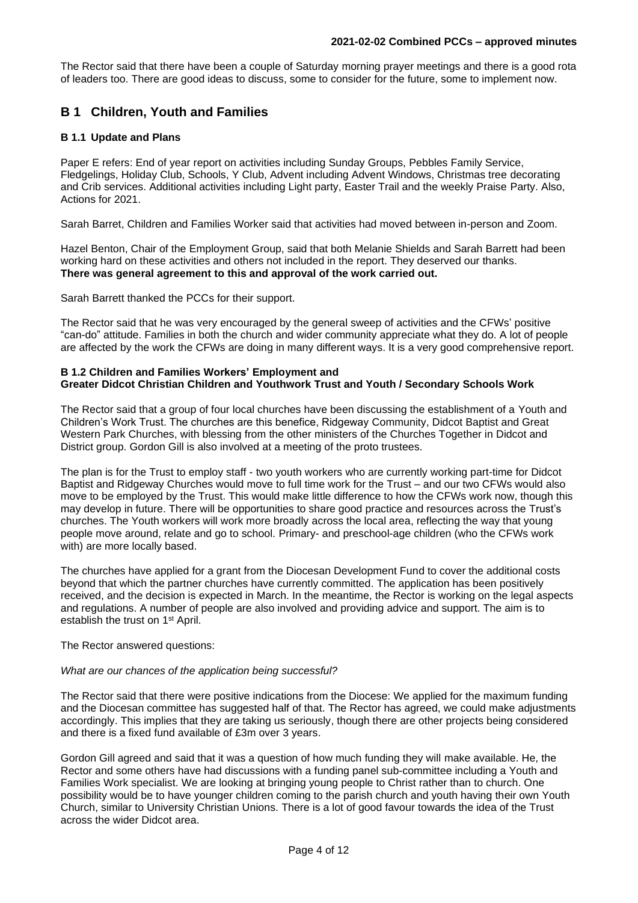The Rector said that there have been a couple of Saturday morning prayer meetings and there is a good rota of leaders too. There are good ideas to discuss, some to consider for the future, some to implement now.

## B 1 Children, Youth and Families

### B 1.1 Update and Plans

Paper E refers: End of year report on activities including Sunday Groups, Pebbles Family Service, Fledgelings, Holiday Club, Schools, Y Club, Advent including Advent Windows, Christmas tree decorating and Crib services. Additional activities including Light party, Easter Trail and the weekly Praise Party. Also, Actions for 2021.

Sarah Barret, Children and Families Worker said that activities had moved between in-person and Zoom.

Hazel Benton, Chair of the Employment Group, said that both Melanie Shields and Sarah Barrett had been working hard on these activities and others not included in the report. They deserved our thanks.
**There was general agreement to this and approval of the work carried out.**

Sarah Barrett thanked the PCCs for their support.

The Rector said that he was very encouraged by the general sweep of activities and the CFWs' positive "can-do" attitude. Families in both the church and wider community appreciate what they do. A lot of people are affected by the work the CFWs are doing in many different ways. It is a very good comprehensive report.

### B 1.2 Children and Families Workers' Employment and Greater Didcot Christian Children and Youthwork Trust and Youth / Secondary Schools Work

The Rector said that a group of four local churches have been discussing the establishment of a Youth and Children's Work Trust. The churches are this benefice, Ridgeway Community, Didcot Baptist and Great Western Park Churches, with blessing from the other ministers of the Churches Together in Didcot and District group. Gordon Gill is also involved at a meeting of the proto trustees.

The plan is for the Trust to employ staff - two youth workers who are currently working part-time for Didcot Baptist and Ridgeway Churches would move to full time work for the Trust – and our two CFWs would also move to be employed by the Trust. This would make little difference to how the CFWs work now, though this may develop in future. There will be opportunities to share good practice and resources across the Trust's churches. The Youth workers will work more broadly across the local area, reflecting the way that young people move around, relate and go to school. Primary- and preschool-age children (who the CFWs work with) are more locally based.

The churches have applied for a grant from the Diocesan Development Fund to cover the additional costs beyond that which the partner churches have currently committed. The application has been positively received, and the decision is expected in March. In the meantime, the Rector is working on the legal aspects and regulations. A number of people are also involved and providing advice and support. The aim is to establish the trust on 1st April.

The Rector answered questions:

*What are our chances of the application being successful?*

The Rector said that there were positive indications from the Diocese: We applied for the maximum funding and the Diocesan committee has suggested half of that. The Rector has agreed, we could make adjustments accordingly. This implies that they are taking us seriously, though there are other projects being considered and there is a fixed fund available of £3m over 3 years.

Gordon Gill agreed and said that it was a question of how much funding they will make available. He, the Rector and some others have had discussions with a funding panel sub-committee including a Youth and Families Work specialist. We are looking at bringing young people to Christ rather than to church. One possibility would be to have younger children coming to the parish church and youth having their own Youth Church, similar to University Christian Unions. There is a lot of good favour towards the idea of the Trust across the wider Didcot area.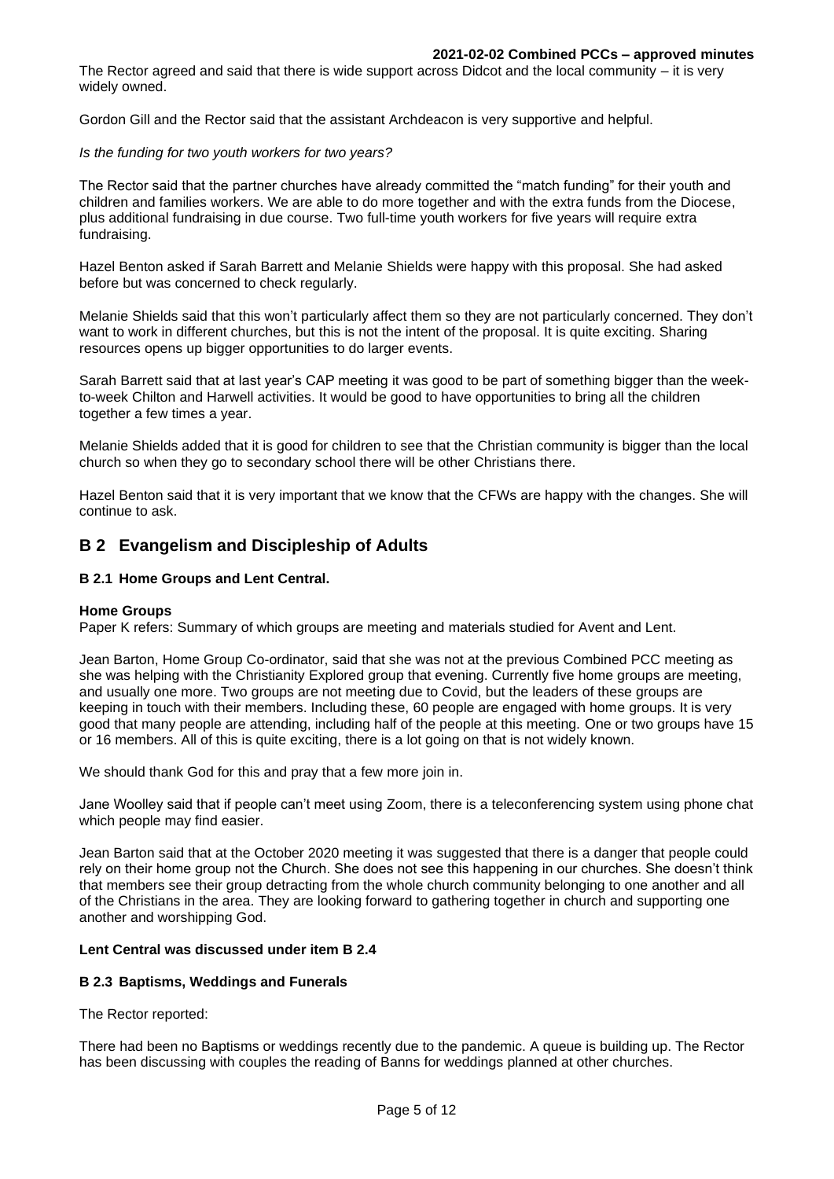The Rector agreed and said that there is wide support across Didcot and the local community – it is very widely owned.

Gordon Gill and the Rector said that the assistant Archdeacon is very supportive and helpful.

*Is the funding for two youth workers for two years?*

The Rector said that the partner churches have already committed the "match funding" for their youth and children and families workers. We are able to do more together and with the extra funds from the Diocese, plus additional fundraising in due course. Two full-time youth workers for five years will require extra fundraising.

Hazel Benton asked if Sarah Barrett and Melanie Shields were happy with this proposal. She had asked before but was concerned to check regularly.

Melanie Shields said that this won't particularly affect them so they are not particularly concerned. They don't want to work in different churches, but this is not the intent of the proposal. It is quite exciting. Sharing resources opens up bigger opportunities to do larger events.

Sarah Barrett said that at last year's CAP meeting it was good to be part of something bigger than the week-to-week Chilton and Harwell activities. It would be good to have opportunities to bring all the children together a few times a year.

Melanie Shields added that it is good for children to see that the Christian community is bigger than the local church so when they go to secondary school there will be other Christians there.

Hazel Benton said that it is very important that we know that the CFWs are happy with the changes. She will continue to ask.

## B 2 Evangelism and Discipleship of Adults

### B 2.1 Home Groups and Lent Central.

**Home Groups**

Paper K refers: Summary of which groups are meeting and materials studied for Avent and Lent.

Jean Barton, Home Group Co-ordinator, said that she was not at the previous Combined PCC meeting as she was helping with the Christianity Explored group that evening. Currently five home groups are meeting, and usually one more. Two groups are not meeting due to Covid, but the leaders of these groups are keeping in touch with their members. Including these, 60 people are engaged with home groups. It is very good that many people are attending, including half of the people at this meeting. One or two groups have 15 or 16 members. All of this is quite exciting, there is a lot going on that is not widely known.

We should thank God for this and pray that a few more join in.

Jane Woolley said that if people can't meet using Zoom, there is a teleconferencing system using phone chat which people may find easier.

Jean Barton said that at the October 2020 meeting it was suggested that there is a danger that people could rely on their home group not the Church. She does not see this happening in our churches. She doesn't think that members see their group detracting from the whole church community belonging to one another and all of the Christians in the area. They are looking forward to gathering together in church and supporting one another and worshipping God.

**Lent Central was discussed under item B 2.4**

### B 2.3 Baptisms, Weddings and Funerals

The Rector reported:

There had been no Baptisms or weddings recently due to the pandemic. A queue is building up. The Rector has been discussing with couples the reading of Banns for weddings planned at other churches.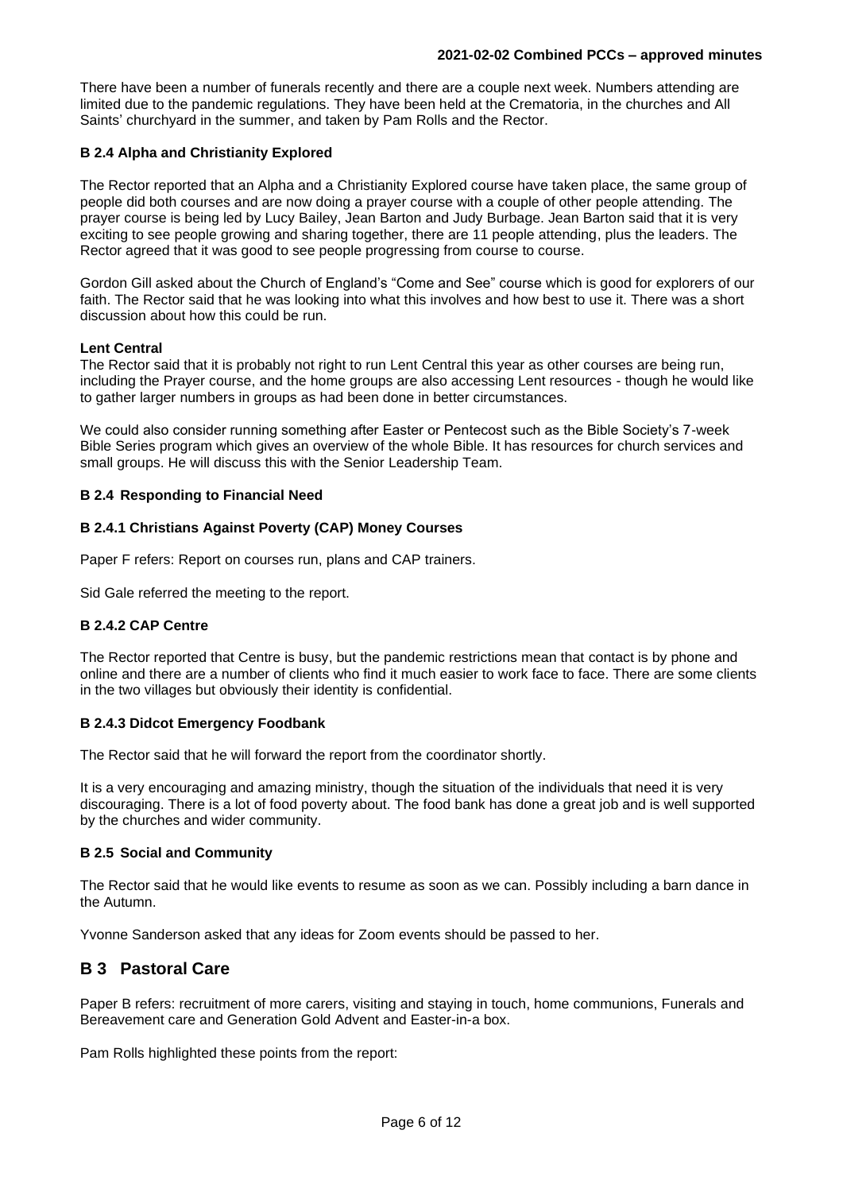There have been a number of funerals recently and there are a couple next week. Numbers attending are limited due to the pandemic regulations. They have been held at the Crematoria, in the churches and All Saints' churchyard in the summer, and taken by Pam Rolls and the Rector.

### B 2.4 Alpha and Christianity Explored

The Rector reported that an Alpha and a Christianity Explored course have taken place, the same group of people did both courses and are now doing a prayer course with a couple of other people attending. The prayer course is being led by Lucy Bailey, Jean Barton and Judy Burbage. Jean Barton said that it is very exciting to see people growing and sharing together, there are 11 people attending, plus the leaders. The Rector agreed that it was good to see people progressing from course to course.

Gordon Gill asked about the Church of England's "Come and See" course which is good for explorers of our faith. The Rector said that he was looking into what this involves and how best to use it. There was a short discussion about how this could be run.

**Lent Central**

The Rector said that it is probably not right to run Lent Central this year as other courses are being run, including the Prayer course, and the home groups are also accessing Lent resources - though he would like to gather larger numbers in groups as had been done in better circumstances.

We could also consider running something after Easter or Pentecost such as the Bible Society's 7-week Bible Series program which gives an overview of the whole Bible. It has resources for church services and small groups. He will discuss this with the Senior Leadership Team.

### B 2.4 Responding to Financial Need

### B 2.4.1 Christians Against Poverty (CAP) Money Courses

Paper F refers: Report on courses run, plans and CAP trainers.

Sid Gale referred the meeting to the report.

### B 2.4.2 CAP Centre

The Rector reported that Centre is busy, but the pandemic restrictions mean that contact is by phone and online and there are a number of clients who find it much easier to work face to face. There are some clients in the two villages but obviously their identity is confidential.

### B 2.4.3 Didcot Emergency Foodbank

The Rector said that he will forward the report from the coordinator shortly.

It is a very encouraging and amazing ministry, though the situation of the individuals that need it is very discouraging. There is a lot of food poverty about. The food bank has done a great job and is well supported by the churches and wider community.

### B 2.5 Social and Community

The Rector said that he would like events to resume as soon as we can. Possibly including a barn dance in the Autumn.

Yvonne Sanderson asked that any ideas for Zoom events should be passed to her.

## B 3 Pastoral Care

Paper B refers: recruitment of more carers, visiting and staying in touch, home communions, Funerals and Bereavement care and Generation Gold Advent and Easter-in-a box.

Pam Rolls highlighted these points from the report: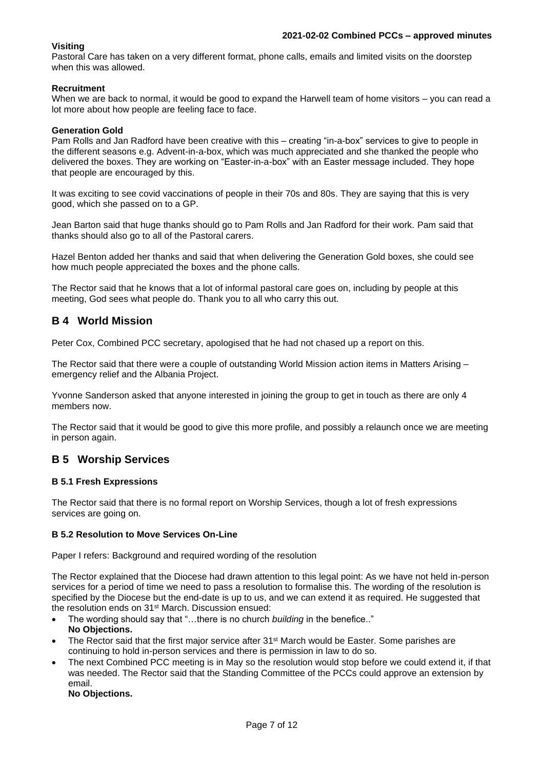**Visiting**
Pastoral Care has taken on a very different format, phone calls, emails and limited visits on the doorstep when this was allowed.

**Recruitment**
When we are back to normal, it would be good to expand the Harwell team of home visitors – you can read a lot more about how people are feeling face to face.

**Generation Gold**
Pam Rolls and Jan Radford have been creative with this – creating "in-a-box" services to give to people in the different seasons e.g. Advent-in-a-box, which was much appreciated and she thanked the people who delivered the boxes. They are working on "Easter-in-a-box" with an Easter message included. They hope that people are encouraged by this.

It was exciting to see covid vaccinations of people in their 70s and 80s. They are saying that this is very good, which she passed on to a GP.

Jean Barton said that huge thanks should go to Pam Rolls and Jan Radford for their work. Pam said that thanks should also go to all of the Pastoral carers.

Hazel Benton added her thanks and said that when delivering the Generation Gold boxes, she could see how much people appreciated the boxes and the phone calls.

The Rector said that he knows that a lot of informal pastoral care goes on, including by people at this meeting, God sees what people do. Thank you to all who carry this out.

## B 4 World Mission

Peter Cox, Combined PCC secretary, apologised that he had not chased up a report on this.

The Rector said that there were a couple of outstanding World Mission action items in Matters Arising – emergency relief and the Albania Project.

Yvonne Sanderson asked that anyone interested in joining the group to get in touch as there are only 4 members now.

The Rector said that it would be good to give this more profile, and possibly a relaunch once we are meeting in person again.

## B 5 Worship Services

### B 5.1 Fresh Expressions

The Rector said that there is no formal report on Worship Services, though a lot of fresh expressions services are going on.

### B 5.2 Resolution to Move Services On-Line

Paper I refers: Background and required wording of the resolution

The Rector explained that the Diocese had drawn attention to this legal point: As we have not held in-person services for a period of time we need to pass a resolution to formalise this. The wording of the resolution is specified by the Diocese but the end-date is up to us, and we can extend it as required. He suggested that the resolution ends on 31st March. Discussion ensued:

- The wording should say that "…there is no church *building* in the benefice.."
  **No Objections.**
- The Rector said that the first major service after 31st March would be Easter. Some parishes are continuing to hold in-person services and there is permission in law to do so.
- The next Combined PCC meeting is in May so the resolution would stop before we could extend it, if that was needed. The Rector said that the Standing Committee of the PCCs could approve an extension by email.
  **No Objections.**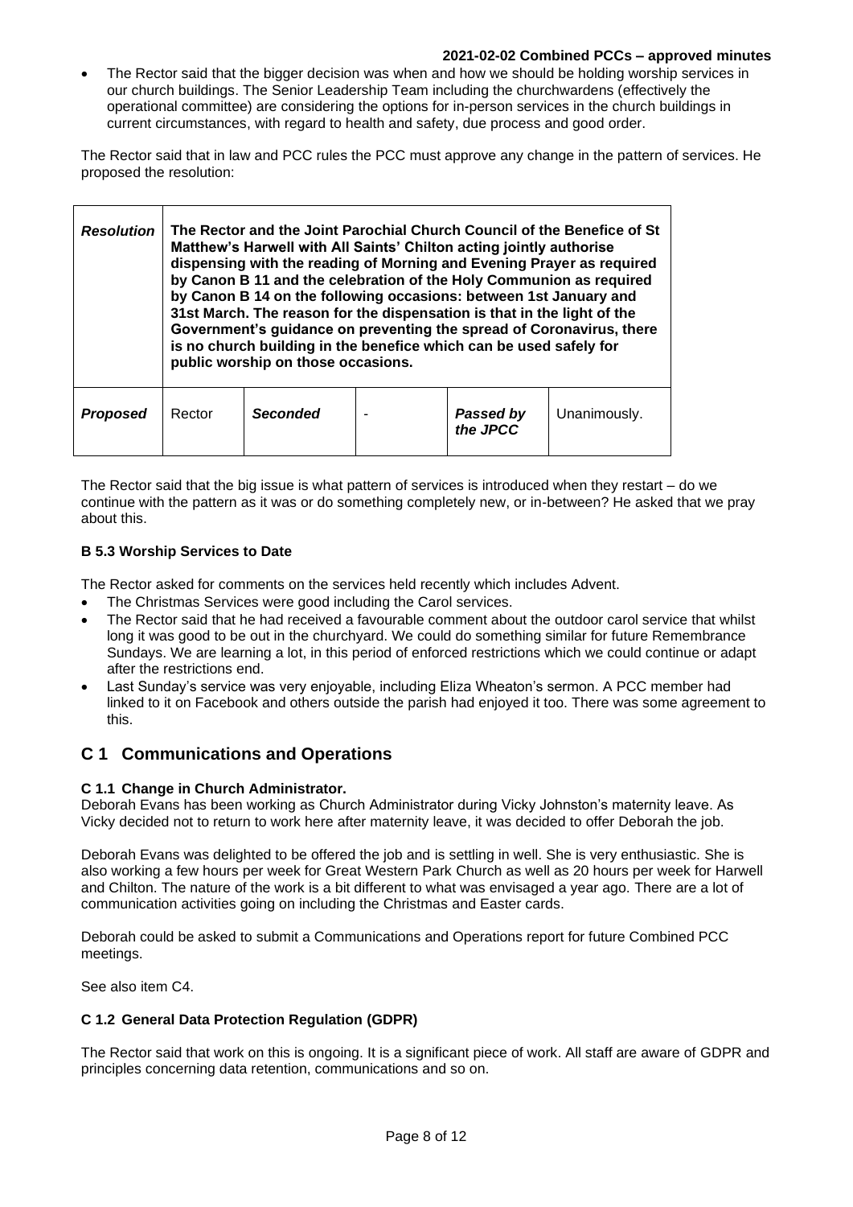- The Rector said that the bigger decision was when and how we should be holding worship services in our church buildings. The Senior Leadership Team including the churchwardens (effectively the operational committee) are considering the options for in-person services in the church buildings in current circumstances, with regard to health and safety, due process and good order.

The Rector said that in law and PCC rules the PCC must approve any change in the pattern of services. He proposed the resolution:

| ***Resolution*** | **The Rector and the Joint Parochial Church Council of the Benefice of St Matthew's Harwell with All Saints' Chilton acting jointly authorise dispensing with the reading of Morning and Evening Prayer as required by Canon B 11 and the celebration of the Holy Communion as required by Canon B 14 on the following occasions: between 1st January and 31st March. The reason for the dispensation is that in the light of the Government's guidance on preventing the spread of Coronavirus, there is no church building in the benefice which can be used safely for public worship on those occasions.** | | | | |
|---|---|---|---|---|---|
| ***Proposed*** | Rector | ***Seconded*** | - | ***Passed by the JPCC*** | Unanimously. |

The Rector said that the big issue is what pattern of services is introduced when they restart – do we continue with the pattern as it was or do something completely new, or in-between? He asked that we pray about this.

### B 5.3 Worship Services to Date

The Rector asked for comments on the services held recently which includes Advent.

- The Christmas Services were good including the Carol services.
- The Rector said that he had received a favourable comment about the outdoor carol service that whilst long it was good to be out in the churchyard. We could do something similar for future Remembrance Sundays. We are learning a lot, in this period of enforced restrictions which we could continue or adapt after the restrictions end.
- Last Sunday's service was very enjoyable, including Eliza Wheaton's sermon. A PCC member had linked to it on Facebook and others outside the parish had enjoyed it too. There was some agreement to this.

## C 1 Communications and Operations

### C 1.1 Change in Church Administrator.

Deborah Evans has been working as Church Administrator during Vicky Johnston's maternity leave. As Vicky decided not to return to work here after maternity leave, it was decided to offer Deborah the job.

Deborah Evans was delighted to be offered the job and is settling in well. She is very enthusiastic. She is also working a few hours per week for Great Western Park Church as well as 20 hours per week for Harwell and Chilton. The nature of the work is a bit different to what was envisaged a year ago. There are a lot of communication activities going on including the Christmas and Easter cards.

Deborah could be asked to submit a Communications and Operations report for future Combined PCC meetings.

See also item C4.

### C 1.2 General Data Protection Regulation (GDPR)

The Rector said that work on this is ongoing. It is a significant piece of work. All staff are aware of GDPR and principles concerning data retention, communications and so on.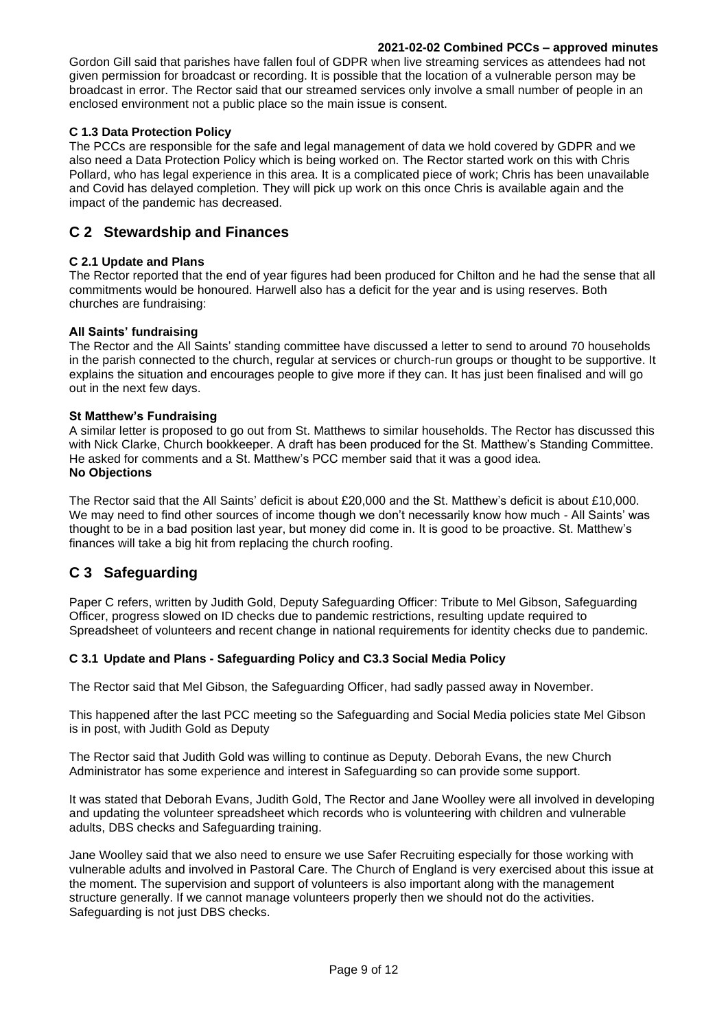Gordon Gill said that parishes have fallen foul of GDPR when live streaming services as attendees had not given permission for broadcast or recording. It is possible that the location of a vulnerable person may be broadcast in error. The Rector said that our streamed services only involve a small number of people in an enclosed environment not a public place so the main issue is consent.

**C 1.3 Data Protection Policy**

The PCCs are responsible for the safe and legal management of data we hold covered by GDPR and we also need a Data Protection Policy which is being worked on. The Rector started work on this with Chris Pollard, who has legal experience in this area. It is a complicated piece of work; Chris has been unavailable and Covid has delayed completion. They will pick up work on this once Chris is available again and the impact of the pandemic has decreased.

## C 2 Stewardship and Finances

**C 2.1 Update and Plans**

The Rector reported that the end of year figures had been produced for Chilton and he had the sense that all commitments would be honoured. Harwell also has a deficit for the year and is using reserves. Both churches are fundraising:

**All Saints' fundraising**

The Rector and the All Saints' standing committee have discussed a letter to send to around 70 households in the parish connected to the church, regular at services or church-run groups or thought to be supportive. It explains the situation and encourages people to give more if they can. It has just been finalised and will go out in the next few days.

**St Matthew's Fundraising**

A similar letter is proposed to go out from St. Matthews to similar households. The Rector has discussed this with Nick Clarke, Church bookkeeper. A draft has been produced for the St. Matthew's Standing Committee. He asked for comments and a St. Matthew's PCC member said that it was a good idea.
**No Objections**

The Rector said that the All Saints' deficit is about £20,000 and the St. Matthew's deficit is about £10,000. We may need to find other sources of income though we don't necessarily know how much - All Saints' was thought to be in a bad position last year, but money did come in. It is good to be proactive. St. Matthew's finances will take a big hit from replacing the church roofing.

## C 3 Safeguarding

Paper C refers, written by Judith Gold, Deputy Safeguarding Officer: Tribute to Mel Gibson, Safeguarding Officer, progress slowed on ID checks due to pandemic restrictions, resulting update required to Spreadsheet of volunteers and recent change in national requirements for identity checks due to pandemic.

**C 3.1 Update and Plans - Safeguarding Policy and C3.3 Social Media Policy**

The Rector said that Mel Gibson, the Safeguarding Officer, had sadly passed away in November.

This happened after the last PCC meeting so the Safeguarding and Social Media policies state Mel Gibson is in post, with Judith Gold as Deputy

The Rector said that Judith Gold was willing to continue as Deputy. Deborah Evans, the new Church Administrator has some experience and interest in Safeguarding so can provide some support.

It was stated that Deborah Evans, Judith Gold, The Rector and Jane Woolley were all involved in developing and updating the volunteer spreadsheet which records who is volunteering with children and vulnerable adults, DBS checks and Safeguarding training.

Jane Woolley said that we also need to ensure we use Safer Recruiting especially for those working with vulnerable adults and involved in Pastoral Care. The Church of England is very exercised about this issue at the moment. The supervision and support of volunteers is also important along with the management structure generally. If we cannot manage volunteers properly then we should not do the activities. Safeguarding is not just DBS checks.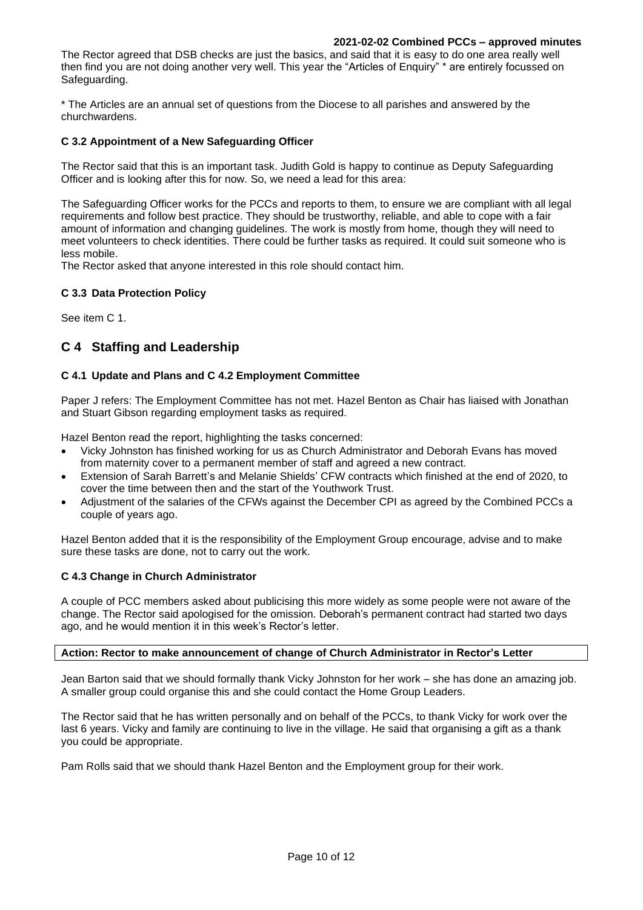The Rector agreed that DSB checks are just the basics, and said that it is easy to do one area really well then find you are not doing another very well. This year the "Articles of Enquiry" * are entirely focussed on Safeguarding.

* The Articles are an annual set of questions from the Diocese to all parishes and answered by the churchwardens.

### C 3.2 Appointment of a New Safeguarding Officer

The Rector said that this is an important task. Judith Gold is happy to continue as Deputy Safeguarding Officer and is looking after this for now. So, we need a lead for this area:

The Safeguarding Officer works for the PCCs and reports to them, to ensure we are compliant with all legal requirements and follow best practice. They should be trustworthy, reliable, and able to cope with a fair amount of information and changing guidelines. The work is mostly from home, though they will need to meet volunteers to check identities. There could be further tasks as required. It could suit someone who is less mobile.
The Rector asked that anyone interested in this role should contact him.

### C 3.3 Data Protection Policy

See item C 1.

## C 4 Staffing and Leadership

### C 4.1 Update and Plans and C 4.2 Employment Committee

Paper J refers: The Employment Committee has not met. Hazel Benton as Chair has liaised with Jonathan and Stuart Gibson regarding employment tasks as required.

Hazel Benton read the report, highlighting the tasks concerned:

- Vicky Johnston has finished working for us as Church Administrator and Deborah Evans has moved from maternity cover to a permanent member of staff and agreed a new contract.
- Extension of Sarah Barrett's and Melanie Shields' CFW contracts which finished at the end of 2020, to cover the time between then and the start of the Youthwork Trust.
- Adjustment of the salaries of the CFWs against the December CPI as agreed by the Combined PCCs a couple of years ago.

Hazel Benton added that it is the responsibility of the Employment Group encourage, advise and to make sure these tasks are done, not to carry out the work.

### C 4.3 Change in Church Administrator

A couple of PCC members asked about publicising this more widely as some people were not aware of the change. The Rector said apologised for the omission. Deborah's permanent contract had started two days ago, and he would mention it in this week's Rector's letter.

**Action: Rector to make announcement of change of Church Administrator in Rector's Letter**

Jean Barton said that we should formally thank Vicky Johnston for her work – she has done an amazing job. A smaller group could organise this and she could contact the Home Group Leaders.

The Rector said that he has written personally and on behalf of the PCCs, to thank Vicky for work over the last 6 years. Vicky and family are continuing to live in the village. He said that organising a gift as a thank you could be appropriate.

Pam Rolls said that we should thank Hazel Benton and the Employment group for their work.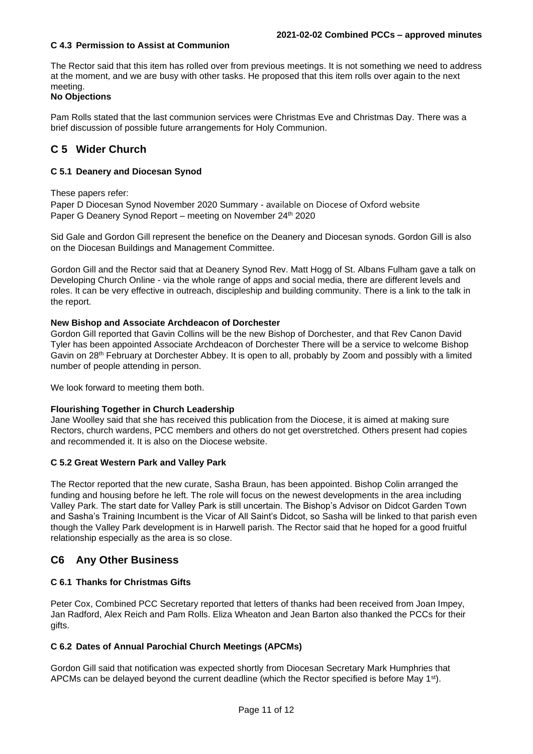### C 4.3 Permission to Assist at Communion

The Rector said that this item has rolled over from previous meetings. It is not something we need to address at the moment, and we are busy with other tasks. He proposed that this item rolls over again to the next meeting.

**No Objections**

Pam Rolls stated that the last communion services were Christmas Eve and Christmas Day. There was a brief discussion of possible future arrangements for Holy Communion.

## C 5 Wider Church

### C 5.1 Deanery and Diocesan Synod

These papers refer:

Paper D Diocesan Synod November 2020 Summary - available on Diocese of Oxford website
Paper G Deanery Synod Report – meeting on November 24th 2020

Sid Gale and Gordon Gill represent the benefice on the Deanery and Diocesan synods. Gordon Gill is also on the Diocesan Buildings and Management Committee.

Gordon Gill and the Rector said that at Deanery Synod Rev. Matt Hogg of St. Albans Fulham gave a talk on Developing Church Online - via the whole range of apps and social media, there are different levels and roles. It can be very effective in outreach, discipleship and building community. There is a link to the talk in the report.

**New Bishop and Associate Archdeacon of Dorchester**

Gordon Gill reported that Gavin Collins will be the new Bishop of Dorchester, and that Rev Canon David Tyler has been appointed Associate Archdeacon of Dorchester There will be a service to welcome Bishop Gavin on 28th February at Dorchester Abbey. It is open to all, probably by Zoom and possibly with a limited number of people attending in person.

We look forward to meeting them both.

**Flourishing Together in Church Leadership**

Jane Woolley said that she has received this publication from the Diocese, it is aimed at making sure Rectors, church wardens, PCC members and others do not get overstretched. Others present had copies and recommended it. It is also on the Diocese website.

### C 5.2 Great Western Park and Valley Park

The Rector reported that the new curate, Sasha Braun, has been appointed. Bishop Colin arranged the funding and housing before he left. The role will focus on the newest developments in the area including Valley Park. The start date for Valley Park is still uncertain. The Bishop's Advisor on Didcot Garden Town and Sasha's Training Incumbent is the Vicar of All Saint's Didcot, so Sasha will be linked to that parish even though the Valley Park development is in Harwell parish. The Rector said that he hoped for a good fruitful relationship especially as the area is so close.

## C6 Any Other Business

### C 6.1 Thanks for Christmas Gifts

Peter Cox, Combined PCC Secretary reported that letters of thanks had been received from Joan Impey, Jan Radford, Alex Reich and Pam Rolls. Eliza Wheaton and Jean Barton also thanked the PCCs for their gifts.

### C 6.2 Dates of Annual Parochial Church Meetings (APCMs)

Gordon Gill said that notification was expected shortly from Diocesan Secretary Mark Humphries that APCMs can be delayed beyond the current deadline (which the Rector specified is before May 1st).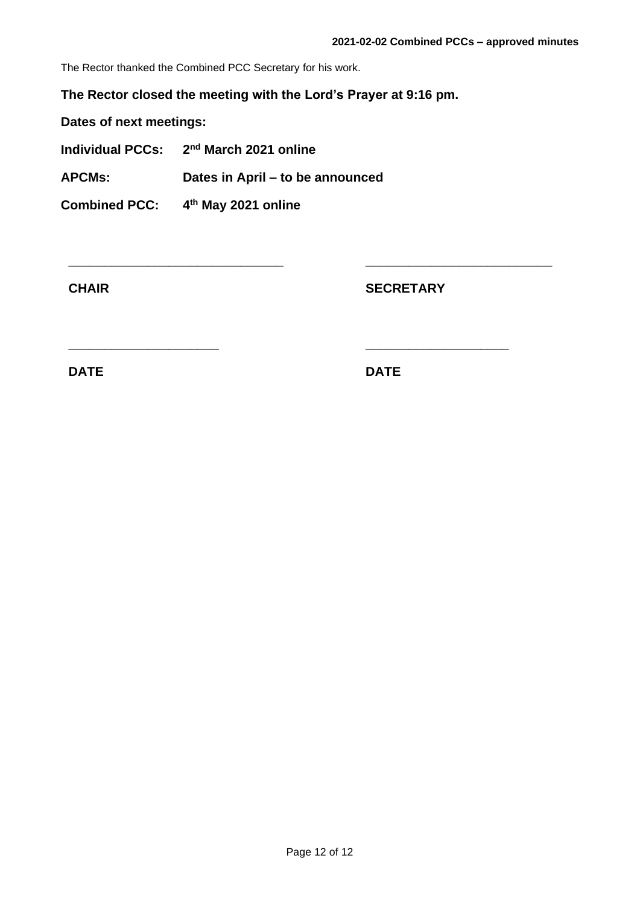The Rector thanked the Combined PCC Secretary for his work.

**The Rector closed the meeting with the Lord's Prayer at 9:16 pm.**

**Dates of next meetings:**

**Individual PCCs:** **2nd March 2021 online**

**APCMs:** **Dates in April – to be announced**

**Combined PCC:** **4th May 2021 online**

\_\_\_\_\_\_\_\_\_\_\_\_\_\_\_\_\_\_\_\_\_\_\_\_\_\_\_\_\_\_\_\_ \_\_\_\_\_\_\_\_\_\_\_\_\_\_\_\_\_\_\_\_\_\_\_\_\_\_\_\_

**CHAIR** **SECRETARY**

\_\_\_\_\_\_\_\_\_\_\_\_\_\_\_\_\_\_\_\_\_\_ \_\_\_\_\_\_\_\_\_\_\_\_\_\_\_\_\_\_\_\_\_

**DATE** **DATE**